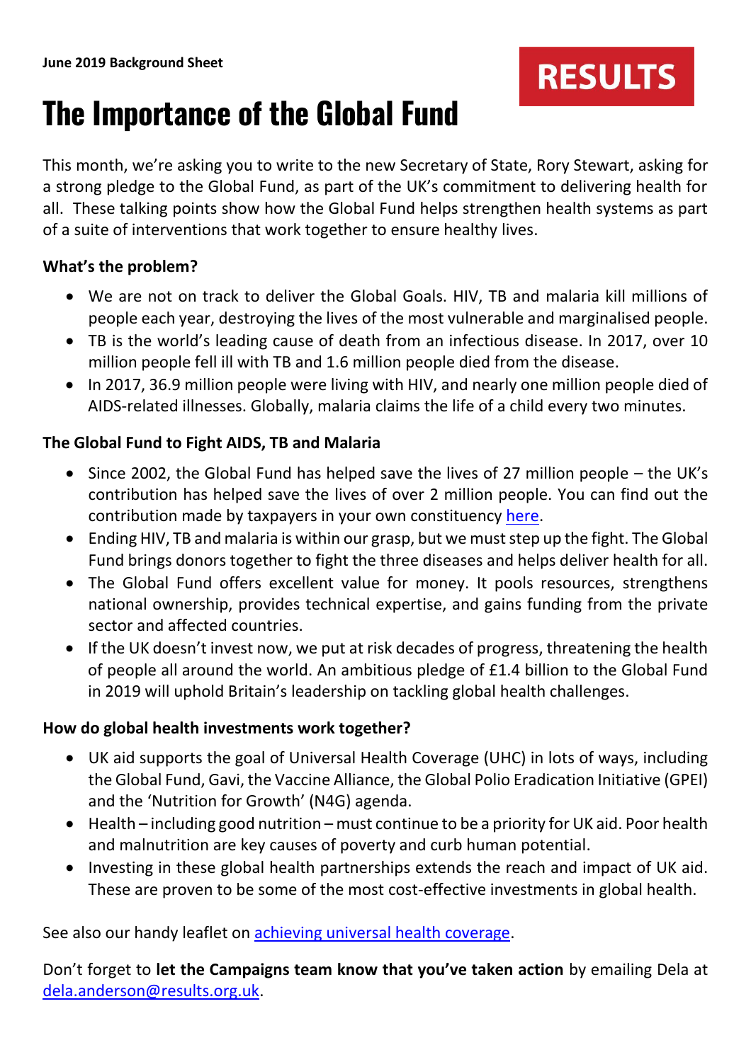**June 2019 Background Sheet**

RESULTS

# The Importance of the Global Fund

This month, we're asking you to write to the new Secretary of State, Rory Stewart, asking for a strong pledge to the Global Fund, as part of the UK's commitment to delivering health for all. These talking points show how the Global Fund helps strengthen health systems as part of a suite of interventions that work together to ensure healthy lives.

**What's the problem?**

- We are not on track to deliver the Global Goals. HIV, TB and malaria kill millions of people each year, destroying the lives of the most vulnerable and marginalised people.
- TB is the world's leading cause of death from an infectious disease. In 2017, over 10 million people fell ill with TB and 1.6 million people died from the disease.
- In 2017, 36.9 million people were living with HIV, and nearly one million people died of AIDS-related illnesses. Globally, malaria claims the life of a child every two minutes.

**The Global Fund to Fight AIDS, TB and Malaria**

- Since 2002, the Global Fund has helped save the lives of 27 million people – the UK's contribution has helped save the lives of over 2 million people. You can find out the contribution made by taxpayers in your own constituency here.
- Ending HIV, TB and malaria is within our grasp, but we must step up the fight. The Global Fund brings donors together to fight the three diseases and helps deliver health for all.
- The Global Fund offers excellent value for money. It pools resources, strengthens national ownership, provides technical expertise, and gains funding from the private sector and affected countries.
- If the UK doesn't invest now, we put at risk decades of progress, threatening the health of people all around the world. An ambitious pledge of £1.4 billion to the Global Fund in 2019 will uphold Britain's leadership on tackling global health challenges.

**How do global health investments work together?**

- UK aid supports the goal of Universal Health Coverage (UHC) in lots of ways, including the Global Fund, Gavi, the Vaccine Alliance, the Global Polio Eradication Initiative (GPEI) and the 'Nutrition for Growth' (N4G) agenda.
- Health – including good nutrition – must continue to be a priority for UK aid. Poor health and malnutrition are key causes of poverty and curb human potential.
- Investing in these global health partnerships extends the reach and impact of UK aid. These are proven to be some of the most cost-effective investments in global health.

See also our handy leaflet on achieving universal health coverage.

Don't forget to **let the Campaigns team know that you've taken action** by emailing Dela at dela.anderson@results.org.uk.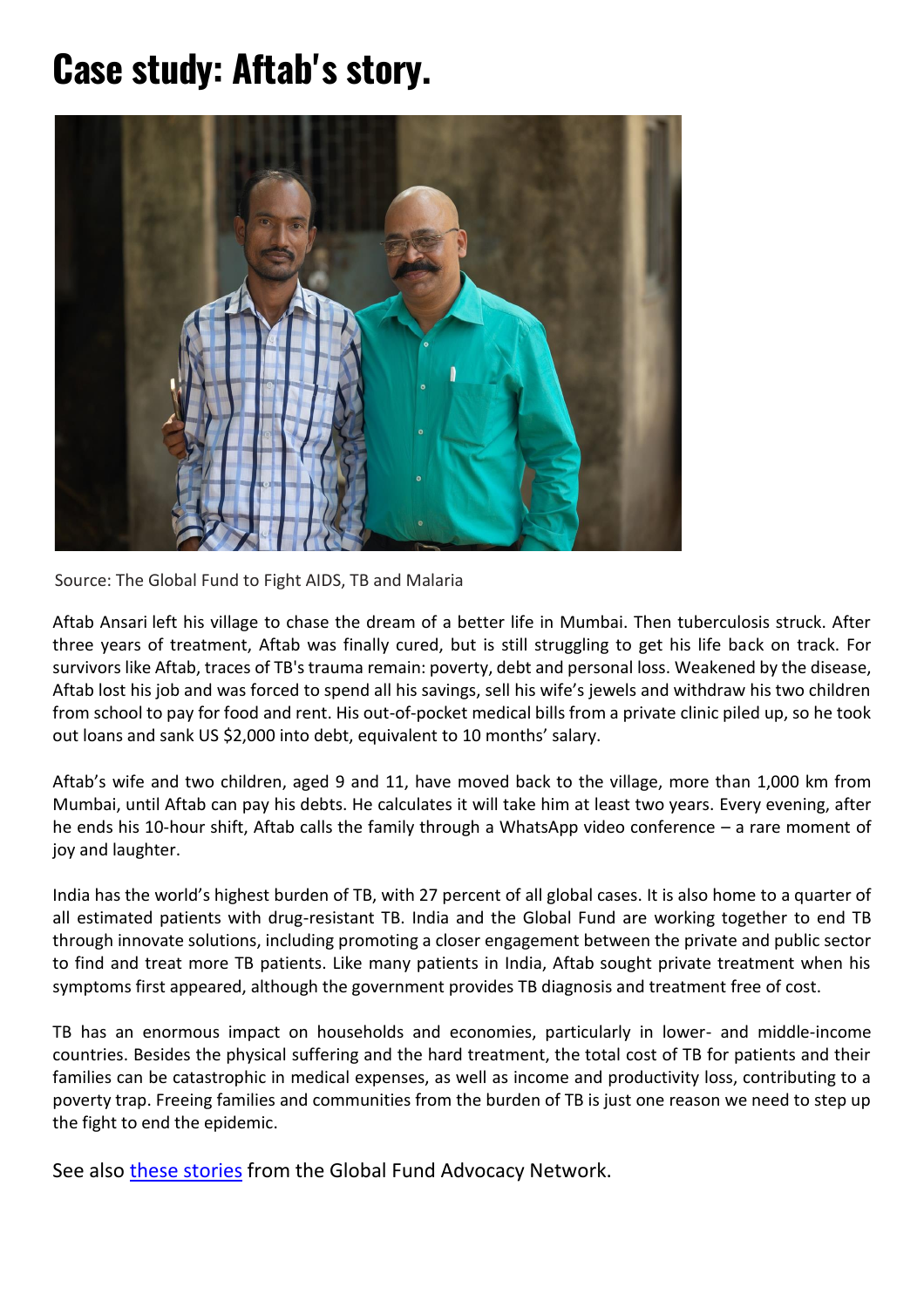# Case study: Aftab's story.

Source: The Global Fund to Fight AIDS, TB and Malaria

Aftab Ansari left his village to chase the dream of a better life in Mumbai. Then tuberculosis struck. After three years of treatment, Aftab was finally cured, but is still struggling to get his life back on track. For survivors like Aftab, traces of TB's trauma remain: poverty, debt and personal loss. Weakened by the disease, Aftab lost his job and was forced to spend all his savings, sell his wife's jewels and withdraw his two children from school to pay for food and rent. His out-of-pocket medical bills from a private clinic piled up, so he took out loans and sank US $2,000 into debt, equivalent to 10 months' salary.

Aftab's wife and two children, aged 9 and 11, have moved back to the village, more than 1,000 km from Mumbai, until Aftab can pay his debts. He calculates it will take him at least two years. Every evening, after he ends his 10-hour shift, Aftab calls the family through a WhatsApp video conference – a rare moment of joy and laughter.

India has the world's highest burden of TB, with 27 percent of all global cases. It is also home to a quarter of all estimated patients with drug-resistant TB. India and the Global Fund are working together to end TB through innovate solutions, including promoting a closer engagement between the private and public sector to find and treat more TB patients. Like many patients in India, Aftab sought private treatment when his symptoms first appeared, although the government provides TB diagnosis and treatment free of cost.

TB has an enormous impact on households and economies, particularly in lower- and middle-income countries. Besides the physical suffering and the hard treatment, the total cost of TB for patients and their families can be catastrophic in medical expenses, as well as income and productivity loss, contributing to a poverty trap. Freeing families and communities from the burden of TB is just one reason we need to step up the fight to end the epidemic.

See also [these stories] from the Global Fund Advocacy Network.